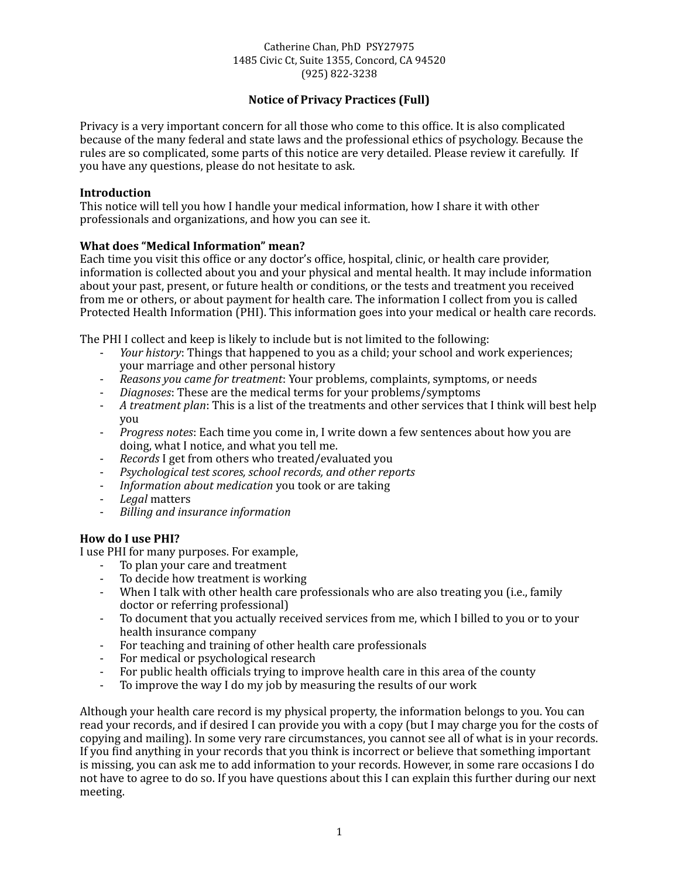Catherine Chan, PhD PSY27975
1485 Civic Ct, Suite 1355, Concord, CA 94520
(925) 822-3238

# Notice of Privacy Practices (Full)

Privacy is a very important concern for all those who come to this office. It is also complicated because of the many federal and state laws and the professional ethics of psychology. Because the rules are so complicated, some parts of this notice are very detailed. Please review it carefully. If you have any questions, please do not hesitate to ask.

**Introduction**
This notice will tell you how I handle your medical information, how I share it with other professionals and organizations, and how you can see it.

**What does "Medical Information" mean?**
Each time you visit this office or any doctor's office, hospital, clinic, or health care provider, information is collected about you and your physical and mental health. It may include information about your past, present, or future health or conditions, or the tests and treatment you received from me or others, or about payment for health care. The information I collect from you is called Protected Health Information (PHI). This information goes into your medical or health care records.

The PHI I collect and keep is likely to include but is not limited to the following:

- *Your history*: Things that happened to you as a child; your school and work experiences; your marriage and other personal history
- *Reasons you came for treatment*: Your problems, complaints, symptoms, or needs
- *Diagnoses*: These are the medical terms for your problems/symptoms
- *A treatment plan*: This is a list of the treatments and other services that I think will best help you
- *Progress notes*: Each time you come in, I write down a few sentences about how you are doing, what I notice, and what you tell me.
- *Records* I get from others who treated/evaluated you
- *Psychological test scores, school records, and other reports*
- *Information about medication* you took or are taking
- *Legal* matters
- *Billing and insurance information*

**How do I use PHI?**
I use PHI for many purposes. For example,

- To plan your care and treatment
- To decide how treatment is working
- When I talk with other health care professionals who are also treating you (i.e., family doctor or referring professional)
- To document that you actually received services from me, which I billed to you or to your health insurance company
- For teaching and training of other health care professionals
- For medical or psychological research
- For public health officials trying to improve health care in this area of the county
- To improve the way I do my job by measuring the results of our work

Although your health care record is my physical property, the information belongs to you. You can read your records, and if desired I can provide you with a copy (but I may charge you for the costs of copying and mailing). In some very rare circumstances, you cannot see all of what is in your records. If you find anything in your records that you think is incorrect or believe that something important is missing, you can ask me to add information to your records. However, in some rare occasions I do not have to agree to do so. If you have questions about this I can explain this further during our next meeting.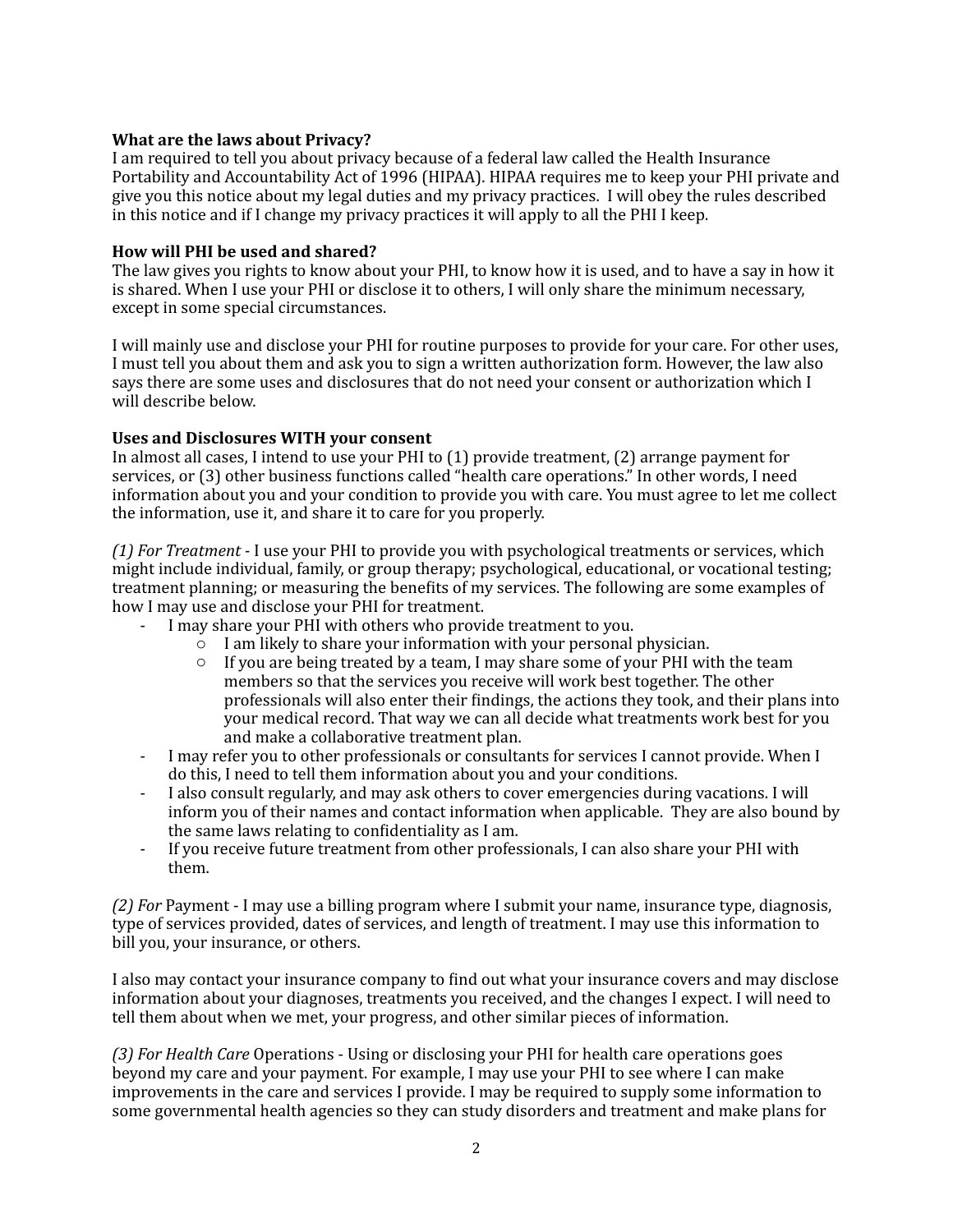**What are the laws about Privacy?**
I am required to tell you about privacy because of a federal law called the Health Insurance Portability and Accountability Act of 1996 (HIPAA). HIPAA requires me to keep your PHI private and give you this notice about my legal duties and my privacy practices. I will obey the rules described in this notice and if I change my privacy practices it will apply to all the PHI I keep.

**How will PHI be used and shared?**
The law gives you rights to know about your PHI, to know how it is used, and to have a say in how it is shared. When I use your PHI or disclose it to others, I will only share the minimum necessary, except in some special circumstances.

I will mainly use and disclose your PHI for routine purposes to provide for your care. For other uses, I must tell you about them and ask you to sign a written authorization form. However, the law also says there are some uses and disclosures that do not need your consent or authorization which I will describe below.

**Uses and Disclosures WITH your consent**
In almost all cases, I intend to use your PHI to (1) provide treatment, (2) arrange payment for services, or (3) other business functions called "health care operations." In other words, I need information about you and your condition to provide you with care. You must agree to let me collect the information, use it, and share it to care for you properly.

*(1) For Treatment* - I use your PHI to provide you with psychological treatments or services, which might include individual, family, or group therapy; psychological, educational, or vocational testing; treatment planning; or measuring the benefits of my services. The following are some examples of how I may use and disclose your PHI for treatment.

- I may share your PHI with others who provide treatment to you.
  - I am likely to share your information with your personal physician.
  - If you are being treated by a team, I may share some of your PHI with the team members so that the services you receive will work best together. The other professionals will also enter their findings, the actions they took, and their plans into your medical record. That way we can all decide what treatments work best for you and make a collaborative treatment plan.
- I may refer you to other professionals or consultants for services I cannot provide. When I do this, I need to tell them information about you and your conditions.
- I also consult regularly, and may ask others to cover emergencies during vacations. I will inform you of their names and contact information when applicable. They are also bound by the same laws relating to confidentiality as I am.
- If you receive future treatment from other professionals, I can also share your PHI with them.

*(2) For* Payment - I may use a billing program where I submit your name, insurance type, diagnosis, type of services provided, dates of services, and length of treatment. I may use this information to bill you, your insurance, or others.

I also may contact your insurance company to find out what your insurance covers and may disclose information about your diagnoses, treatments you received, and the changes I expect. I will need to tell them about when we met, your progress, and other similar pieces of information.

*(3) For Health Care* Operations - Using or disclosing your PHI for health care operations goes beyond my care and your payment. For example, I may use your PHI to see where I can make improvements in the care and services I provide. I may be required to supply some information to some governmental health agencies so they can study disorders and treatment and make plans for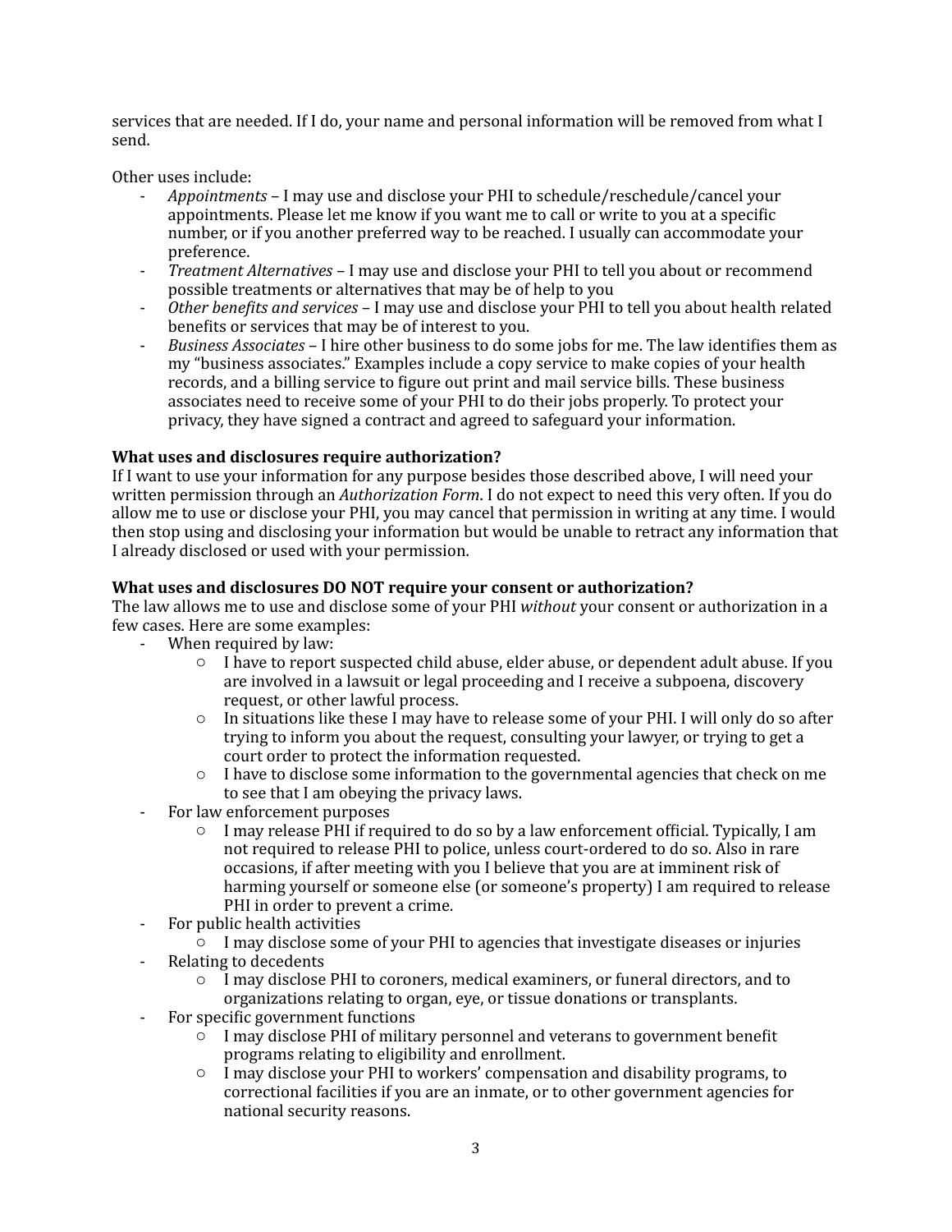services that are needed. If I do, your name and personal information will be removed from what I send.

Other uses include:

- *Appointments* – I may use and disclose your PHI to schedule/reschedule/cancel your appointments. Please let me know if you want me to call or write to you at a specific number, or if you another preferred way to be reached. I usually can accommodate your preference.
- *Treatment Alternatives* – I may use and disclose your PHI to tell you about or recommend possible treatments or alternatives that may be of help to you
- *Other benefits and services* – I may use and disclose your PHI to tell you about health related benefits or services that may be of interest to you.
- *Business Associates* – I hire other business to do some jobs for me. The law identifies them as my "business associates." Examples include a copy service to make copies of your health records, and a billing service to figure out print and mail service bills. These business associates need to receive some of your PHI to do their jobs properly. To protect your privacy, they have signed a contract and agreed to safeguard your information.

**What uses and disclosures require authorization?**
If I want to use your information for any purpose besides those described above, I will need your written permission through an *Authorization Form*. I do not expect to need this very often. If you do allow me to use or disclose your PHI, you may cancel that permission in writing at any time. I would then stop using and disclosing your information but would be unable to retract any information that I already disclosed or used with your permission.

**What uses and disclosures DO NOT require your consent or authorization?**
The law allows me to use and disclose some of your PHI *without* your consent or authorization in a few cases. Here are some examples:

- When required by law:
  - I have to report suspected child abuse, elder abuse, or dependent adult abuse. If you are involved in a lawsuit or legal proceeding and I receive a subpoena, discovery request, or other lawful process.
  - In situations like these I may have to release some of your PHI. I will only do so after trying to inform you about the request, consulting your lawyer, or trying to get a court order to protect the information requested.
  - I have to disclose some information to the governmental agencies that check on me to see that I am obeying the privacy laws.
- For law enforcement purposes
  - I may release PHI if required to do so by a law enforcement official. Typically, I am not required to release PHI to police, unless court-ordered to do so. Also in rare occasions, if after meeting with you I believe that you are at imminent risk of harming yourself or someone else (or someone's property) I am required to release PHI in order to prevent a crime.
- For public health activities
  - I may disclose some of your PHI to agencies that investigate diseases or injuries
- Relating to decedents
  - I may disclose PHI to coroners, medical examiners, or funeral directors, and to organizations relating to organ, eye, or tissue donations or transplants.
- For specific government functions
  - I may disclose PHI of military personnel and veterans to government benefit programs relating to eligibility and enrollment.
  - I may disclose your PHI to workers' compensation and disability programs, to correctional facilities if you are an inmate, or to other government agencies for national security reasons.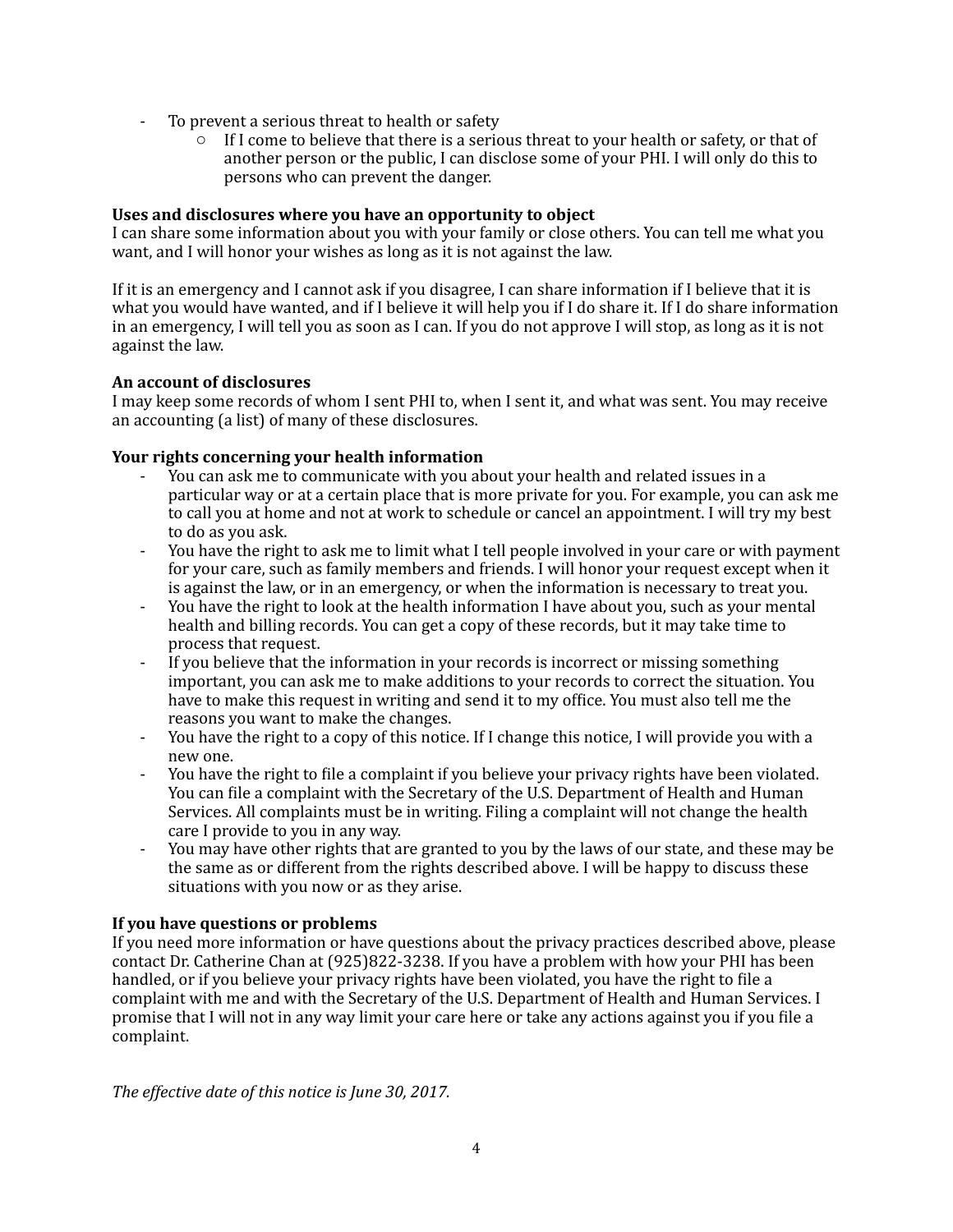- To prevent a serious threat to health or safety
  - If I come to believe that there is a serious threat to your health or safety, or that of another person or the public, I can disclose some of your PHI. I will only do this to persons who can prevent the danger.

**Uses and disclosures where you have an opportunity to object**
I can share some information about you with your family or close others. You can tell me what you want, and I will honor your wishes as long as it is not against the law.

If it is an emergency and I cannot ask if you disagree, I can share information if I believe that it is what you would have wanted, and if I believe it will help you if I do share it. If I do share information in an emergency, I will tell you as soon as I can. If you do not approve I will stop, as long as it is not against the law.

**An account of disclosures**
I may keep some records of whom I sent PHI to, when I sent it, and what was sent. You may receive an accounting (a list) of many of these disclosures.

**Your rights concerning your health information**

- You can ask me to communicate with you about your health and related issues in a particular way or at a certain place that is more private for you. For example, you can ask me to call you at home and not at work to schedule or cancel an appointment. I will try my best to do as you ask.
- You have the right to ask me to limit what I tell people involved in your care or with payment for your care, such as family members and friends. I will honor your request except when it is against the law, or in an emergency, or when the information is necessary to treat you.
- You have the right to look at the health information I have about you, such as your mental health and billing records. You can get a copy of these records, but it may take time to process that request.
- If you believe that the information in your records is incorrect or missing something important, you can ask me to make additions to your records to correct the situation. You have to make this request in writing and send it to my office. You must also tell me the reasons you want to make the changes.
- You have the right to a copy of this notice. If I change this notice, I will provide you with a new one.
- You have the right to file a complaint if you believe your privacy rights have been violated. You can file a complaint with the Secretary of the U.S. Department of Health and Human Services. All complaints must be in writing. Filing a complaint will not change the health care I provide to you in any way.
- You may have other rights that are granted to you by the laws of our state, and these may be the same as or different from the rights described above. I will be happy to discuss these situations with you now or as they arise.

**If you have questions or problems**
If you need more information or have questions about the privacy practices described above, please contact Dr. Catherine Chan at (925)822-3238. If you have a problem with how your PHI has been handled, or if you believe your privacy rights have been violated, you have the right to file a complaint with me and with the Secretary of the U.S. Department of Health and Human Services. I promise that I will not in any way limit your care here or take any actions against you if you file a complaint.

*The effective date of this notice is June 30, 2017.*